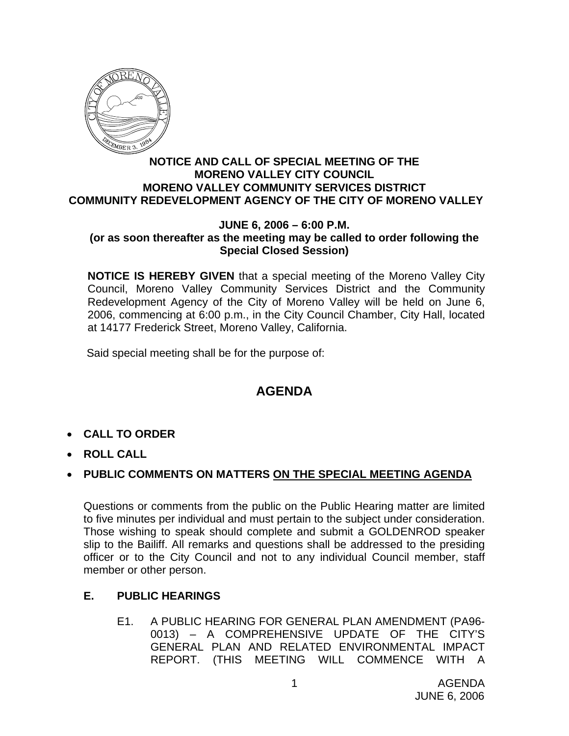**NOTICE AND CALL OF SPECIAL MEETING OF THE MORENO VALLEY CITY COUNCIL MORENO VALLEY COMMUNITY SERVICES DISTRICT COMMUNITY REDEVELOPMENT AGENCY OF THE CITY OF MORENO VALLEY**

**JUNE 6, 2006 – 6:00 P.M.**
**(or as soon thereafter as the meeting may be called to order following the Special Closed Session)**

**NOTICE IS HEREBY GIVEN** that a special meeting of the Moreno Valley City Council, Moreno Valley Community Services District and the Community Redevelopment Agency of the City of Moreno Valley will be held on June 6, 2006, commencing at 6:00 p.m., in the City Council Chamber, City Hall, located at 14177 Frederick Street, Moreno Valley, California.

Said special meeting shall be for the purpose of:

# AGENDA

- **CALL TO ORDER**
- **ROLL CALL**
- **PUBLIC COMMENTS ON MATTERS ON THE SPECIAL MEETING AGENDA**

Questions or comments from the public on the Public Hearing matter are limited to five minutes per individual and must pertain to the subject under consideration. Those wishing to speak should complete and submit a GOLDENROD speaker slip to the Bailiff. All remarks and questions shall be addressed to the presiding officer or to the City Council and not to any individual Council member, staff member or other person.

## E. PUBLIC HEARINGS

E1. A PUBLIC HEARING FOR GENERAL PLAN AMENDMENT (PA96-0013) – A COMPREHENSIVE UPDATE OF THE CITY'S GENERAL PLAN AND RELATED ENVIRONMENTAL IMPACT REPORT. (THIS MEETING WILL COMMENCE WITH A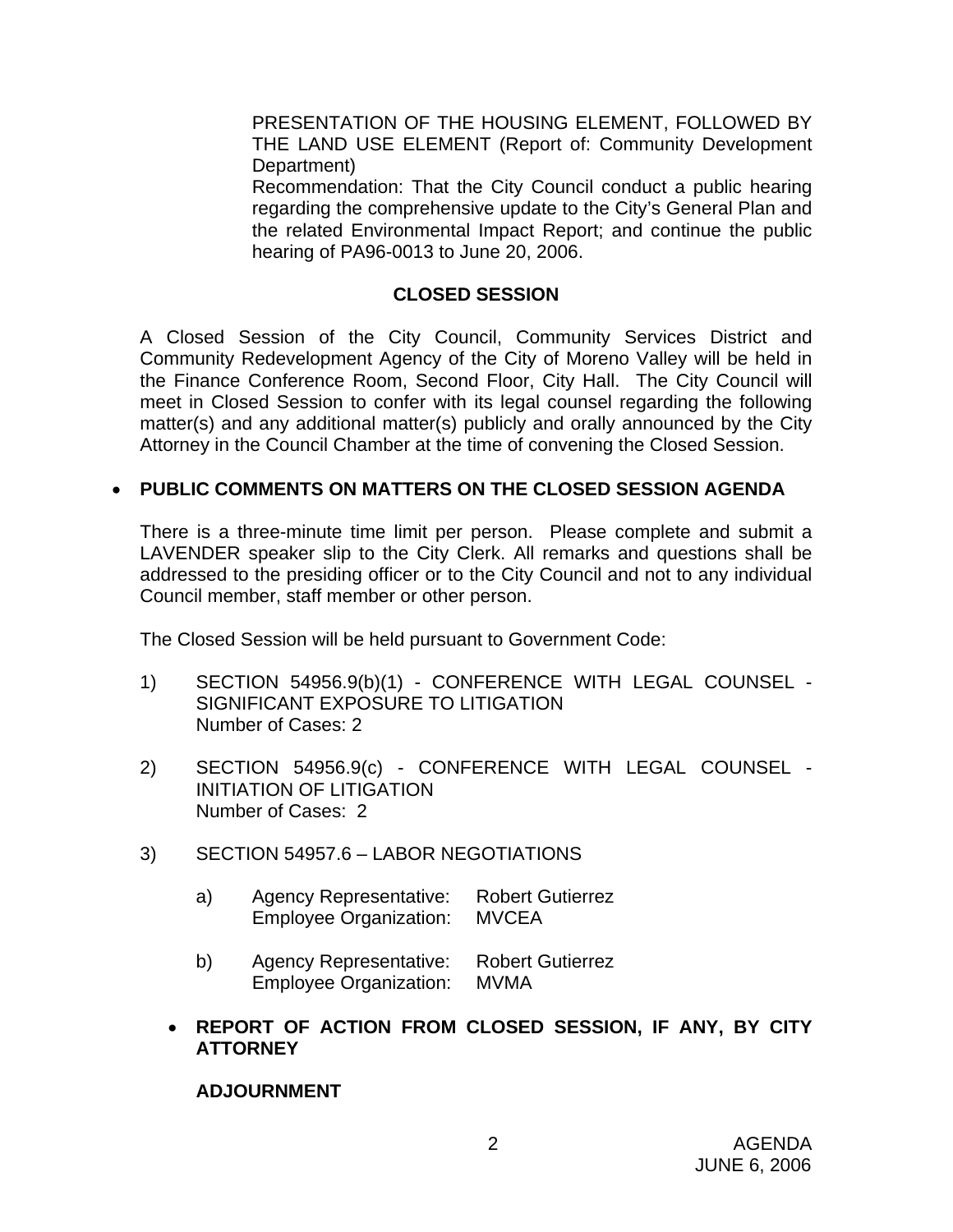PRESENTATION OF THE HOUSING ELEMENT, FOLLOWED BY THE LAND USE ELEMENT (Report of: Community Development Department)

Recommendation: That the City Council conduct a public hearing regarding the comprehensive update to the City's General Plan and the related Environmental Impact Report; and continue the public hearing of PA96-0013 to June 20, 2006.

## CLOSED SESSION

A Closed Session of the City Council, Community Services District and Community Redevelopment Agency of the City of Moreno Valley will be held in the Finance Conference Room, Second Floor, City Hall. The City Council will meet in Closed Session to confer with its legal counsel regarding the following matter(s) and any additional matter(s) publicly and orally announced by the City Attorney in the Council Chamber at the time of convening the Closed Session.

- **PUBLIC COMMENTS ON MATTERS ON THE CLOSED SESSION AGENDA**

There is a three-minute time limit per person. Please complete and submit a LAVENDER speaker slip to the City Clerk. All remarks and questions shall be addressed to the presiding officer or to the City Council and not to any individual Council member, staff member or other person.

The Closed Session will be held pursuant to Government Code:

1) SECTION 54956.9(b)(1) - CONFERENCE WITH LEGAL COUNSEL - SIGNIFICANT EXPOSURE TO LITIGATION
   Number of Cases: 2

2) SECTION 54956.9(c) - CONFERENCE WITH LEGAL COUNSEL - INITIATION OF LITIGATION
   Number of Cases: 2

3) SECTION 54957.6 – LABOR NEGOTIATIONS

   a) Agency Representative: Robert Gutierrez
      Employee Organization: MVCEA

   b) Agency Representative: Robert Gutierrez
      Employee Organization: MVMA

- **REPORT OF ACTION FROM CLOSED SESSION, IF ANY, BY CITY ATTORNEY**

**ADJOURNMENT**